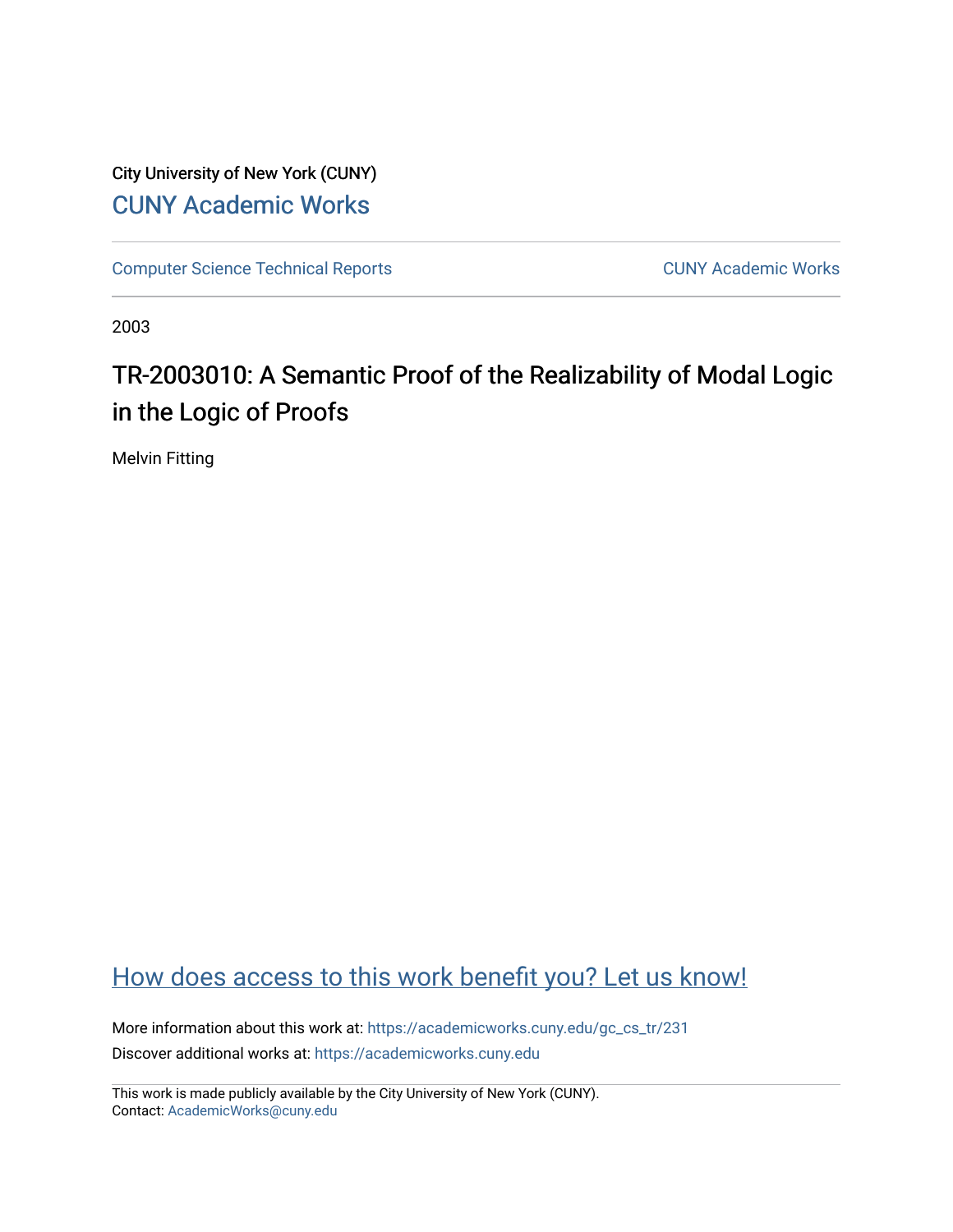City University of New York (CUNY)

# CUNY Academic Works

Computer Science Technical Reports | CUNY Academic Works

2003

## TR-2003010: A Semantic Proof of the Realizability of Modal Logic in the Logic of Proofs

Melvin Fitting

How does access to this work benefit you? Let us know!

More information about this work at: https://academicworks.cuny.edu/gc_cs_tr/231

Discover additional works at: https://academicworks.cuny.edu

This work is made publicly available by the City University of New York (CUNY).
Contact: AcademicWorks@cuny.edu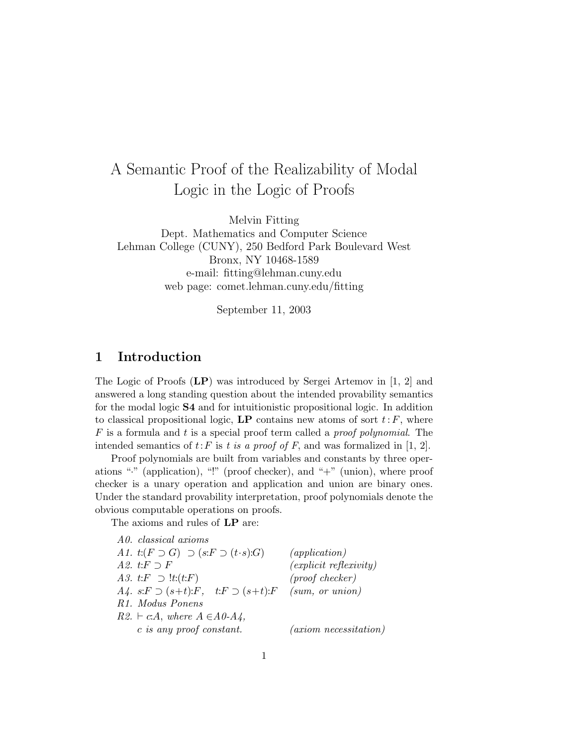# A Semantic Proof of the Realizability of Modal Logic in the Logic of Proofs

Melvin Fitting
Dept. Mathematics and Computer Science
Lehman College (CUNY), 250 Bedford Park Boulevard West
Bronx, NY 10468-1589
e-mail: fitting@lehman.cuny.edu
web page: comet.lehman.cuny.edu/fitting

September 11, 2003

## 1 Introduction

The Logic of Proofs (**LP**) was introduced by Sergei Artemov in [1, 2] and answered a long standing question about the intended provability semantics for the modal logic **S4** and for intuitionistic propositional logic. In addition to classical propositional logic, **LP** contains new atoms of sort $t:F$, where $F$ is a formula and $t$ is a special proof term called a *proof polynomial*. The intended semantics of $t:F$ is *t is a proof of F*, and was formalized in [1, 2].

Proof polynomials are built from variables and constants by three operations "$\cdot$" (application), "!" (proof checker), and "+" (union), where proof checker is a unary operation and application and union are binary ones. Under the standard provability interpretation, proof polynomials denote the obvious computable operations on proofs.

The axioms and rules of **LP** are:

| | |
|---|---|
| *A0. classical axioms* | |
| *A1.* $t{:}(F \supset G) \supset (s{:}F \supset (t{\cdot}s){:}G)$ | *(application)* |
| *A2.* $t{:}F \supset F$ | *(explicit reflexivity)* |
| *A3.* $t{:}F \supset\ !t{:}(t{:}F)$ | *(proof checker)* |
| *A4.* $s{:}F \supset (s{+}t){:}F, \quad t{:}F \supset (s{+}t){:}F$ | *(sum, or union)* |
| *R1. Modus Ponens* | |
| *R2.* $\vdash c{:}A$*, where* $A \in$ *A0-A4,* *c is any proof constant.* | *(axiom necessitation)* |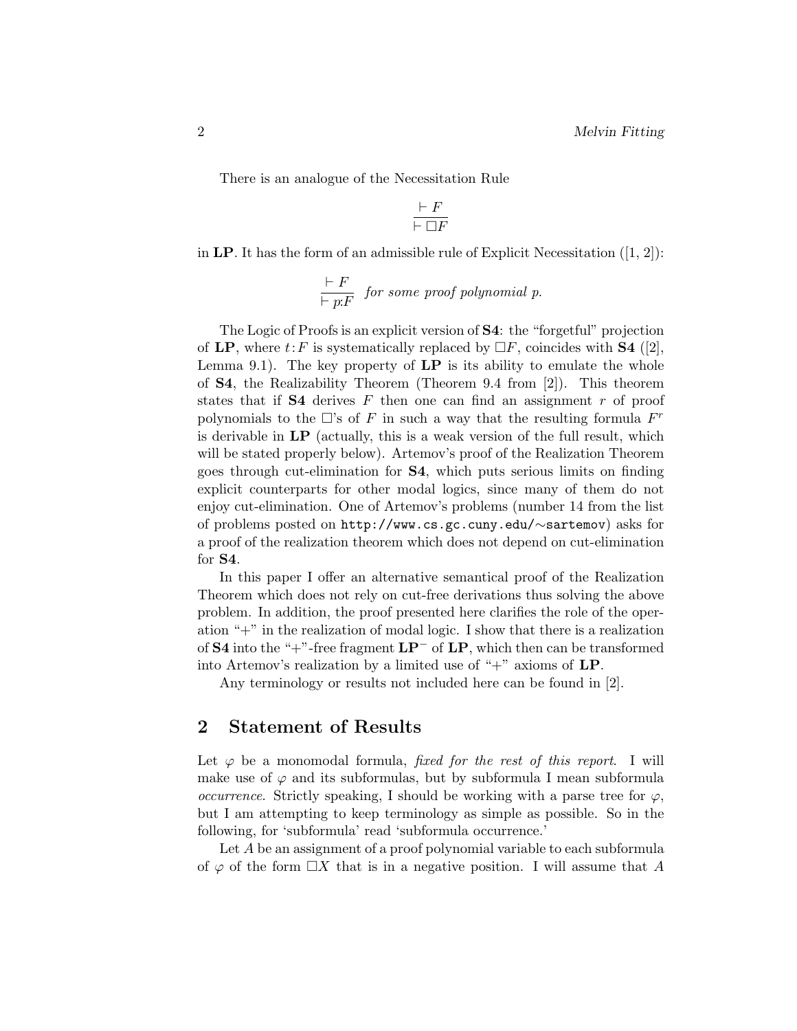There is an analogue of the Necessitation Rule

$$\frac{\vdash F}{\vdash \Box F}$$

in **LP**. It has the form of an admissible rule of Explicit Necessitation ([1, 2]):

$$\frac{\vdash F}{\vdash p{:}F} \quad \textit{for some proof polynomial } p.$$

The Logic of Proofs is an explicit version of **S4**: the "forgetful" projection of **LP**, where $t{:}F$ is systematically replaced by $\Box F$, coincides with **S4** ([2], Lemma 9.1). The key property of **LP** is its ability to emulate the whole of **S4**, the Realizability Theorem (Theorem 9.4 from [2]). This theorem states that if **S4** derives $F$ then one can find an assignment $r$ of proof polynomials to the $\Box$'s of $F$ in such a way that the resulting formula $F^r$ is derivable in **LP** (actually, this is a weak version of the full result, which will be stated properly below). Artemov's proof of the Realization Theorem goes through cut-elimination for **S4**, which puts serious limits on finding explicit counterparts for other modal logics, since many of them do not enjoy cut-elimination. One of Artemov's problems (number 14 from the list of problems posted on `http://www.cs.gc.cuny.edu/∼sartemov`) asks for a proof of the realization theorem which does not depend on cut-elimination for **S4**.

In this paper I offer an alternative semantical proof of the Realization Theorem which does not rely on cut-free derivations thus solving the above problem. In addition, the proof presented here clarifies the role of the operation "+" in the realization of modal logic. I show that there is a realization of **S4** into the "+"-free fragment $\mathbf{LP}^-$ of **LP**, which then can be transformed into Artemov's realization by a limited use of "+" axioms of **LP**.

Any terminology or results not included here can be found in [2].

## 2 Statement of Results

Let $\varphi$ be a monomodal formula, *fixed for the rest of this report*. I will make use of $\varphi$ and its subformulas, but by subformula I mean subformula *occurrence*. Strictly speaking, I should be working with a parse tree for $\varphi$, but I am attempting to keep terminology as simple as possible. So in the following, for 'subformula' read 'subformula occurrence.'

Let $A$ be an assignment of a proof polynomial variable to each subformula of $\varphi$ of the form $\Box X$ that is in a negative position. I will assume that $A$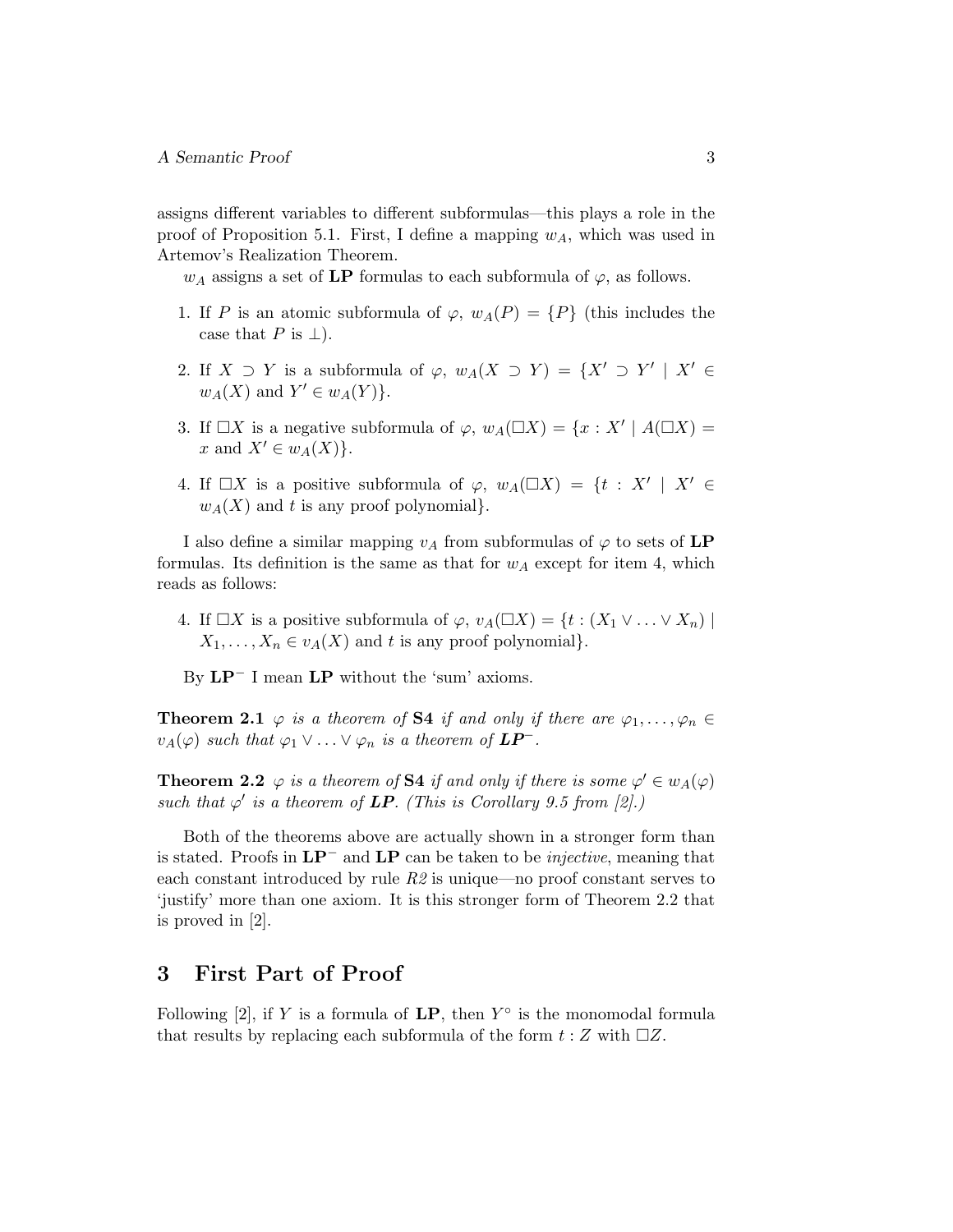assigns different variables to different subformulas—this plays a role in the proof of Proposition 5.1. First, I define a mapping $w_A$, which was used in Artemov's Realization Theorem.

$w_A$ assigns a set of **LP** formulas to each subformula of $\varphi$, as follows.

1. If $P$ is an atomic subformula of $\varphi$, $w_A(P) = \{P\}$ (this includes the case that $P$ is $\bot$).
2. If $X \supset Y$ is a subformula of $\varphi$, $w_A(X \supset Y) = \{X' \supset Y' \mid X' \in w_A(X) \text{ and } Y' \in w_A(Y)\}$.
3. If $\Box X$ is a negative subformula of $\varphi$, $w_A(\Box X) = \{x : X' \mid A(\Box X) = x \text{ and } X' \in w_A(X)\}$.
4. If $\Box X$ is a positive subformula of $\varphi$, $w_A(\Box X) = \{t : X' \mid X' \in w_A(X) \text{ and } t \text{ is any proof polynomial}\}$.

I also define a similar mapping $v_A$ from subformulas of $\varphi$ to sets of **LP** formulas. Its definition is the same as that for $w_A$ except for item 4, which reads as follows:

4. If $\Box X$ is a positive subformula of $\varphi$, $v_A(\Box X) = \{t : (X_1 \vee \ldots \vee X_n) \mid X_1, \ldots, X_n \in v_A(X) \text{ and } t \text{ is any proof polynomial}\}$.

By $\mathbf{LP}^-$ I mean **LP** without the 'sum' axioms.

**Theorem 2.1** *$\varphi$ is a theorem of* **S4** *if and only if there are $\varphi_1, \ldots, \varphi_n \in v_A(\varphi)$ such that $\varphi_1 \vee \ldots \vee \varphi_n$ is a theorem of* $\mathbf{LP}^-$.

**Theorem 2.2** *$\varphi$ is a theorem of* **S4** *if and only if there is some $\varphi' \in w_A(\varphi)$ such that $\varphi'$ is a theorem of* **LP**. *(This is Corollary 9.5 from [2].)*

Both of the theorems above are actually shown in a stronger form than is stated. Proofs in $\mathbf{LP}^-$ and **LP** can be taken to be *injective*, meaning that each constant introduced by rule *R2* is unique—no proof constant serves to 'justify' more than one axiom. It is this stronger form of Theorem 2.2 that is proved in [2].

## 3 First Part of Proof

Following [2], if $Y$ is a formula of **LP**, then $Y^\circ$ is the monomodal formula that results by replacing each subformula of the form $t : Z$ with $\Box Z$.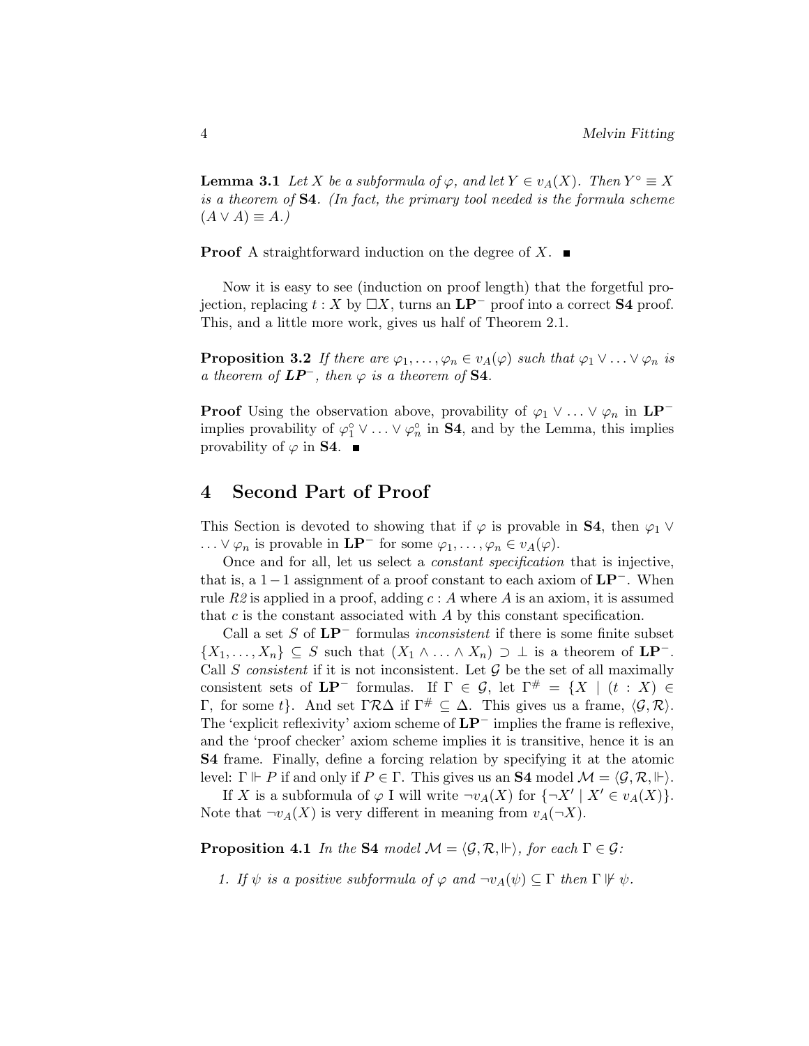**Lemma 3.1** *Let $X$ be a subformula of $\varphi$, and let $Y \in v_A(X)$. Then $Y^\circ \equiv X$ is a theorem of* **S4**. *(In fact, the primary tool needed is the formula scheme $(A \vee A) \equiv A$.)*

**Proof** A straightforward induction on the degree of $X$. ∎

Now it is easy to see (induction on proof length) that the forgetful projection, replacing $t : X$ by $\Box X$, turns an $\mathbf{LP}^-$ proof into a correct **S4** proof. This, and a little more work, gives us half of Theorem 2.1.

**Proposition 3.2** *If there are $\varphi_1, \ldots, \varphi_n \in v_A(\varphi)$ such that $\varphi_1 \vee \ldots \vee \varphi_n$ is a theorem of $\mathbf{LP}^-$, then $\varphi$ is a theorem of* **S4**.

**Proof** Using the observation above, provability of $\varphi_1 \vee \ldots \vee \varphi_n$ in $\mathbf{LP}^-$ implies provability of $\varphi_1^\circ \vee \ldots \vee \varphi_n^\circ$ in **S4**, and by the Lemma, this implies provability of $\varphi$ in **S4**. ∎

## 4 Second Part of Proof

This Section is devoted to showing that if $\varphi$ is provable in **S4**, then $\varphi_1 \vee \ldots \vee \varphi_n$ is provable in $\mathbf{LP}^-$ for some $\varphi_1, \ldots, \varphi_n \in v_A(\varphi)$.

Once and for all, let us select a *constant specification* that is injective, that is, a $1-1$ assignment of a proof constant to each axiom of $\mathbf{LP}^-$. When rule *R2* is applied in a proof, adding $c : A$ where $A$ is an axiom, it is assumed that $c$ is the constant associated with $A$ by this constant specification.

Call a set $S$ of $\mathbf{LP}^-$ formulas *inconsistent* if there is some finite subset $\{X_1, \ldots, X_n\} \subseteq S$ such that $(X_1 \wedge \ldots \wedge X_n) \supset \bot$ is a theorem of $\mathbf{LP}^-$. Call $S$ *consistent* if it is not inconsistent. Let $\mathcal{G}$ be the set of all maximally consistent sets of $\mathbf{LP}^-$ formulas. If $\Gamma \in \mathcal{G}$, let $\Gamma^\# = \{X \mid (t : X) \in \Gamma,\text{ for some } t\}$. And set $\Gamma \mathcal{R} \Delta$ if $\Gamma^\# \subseteq \Delta$. This gives us a frame, $\langle \mathcal{G}, \mathcal{R} \rangle$. The 'explicit reflexivity' axiom scheme of $\mathbf{LP}^-$ implies the frame is reflexive, and the 'proof checker' axiom scheme implies it is transitive, hence it is an **S4** frame. Finally, define a forcing relation by specifying it at the atomic level: $\Gamma \Vdash P$ if and only if $P \in \Gamma$. This gives us an **S4** model $\mathcal{M} = \langle \mathcal{G}, \mathcal{R}, \Vdash \rangle$.

If $X$ is a subformula of $\varphi$ I will write $\neg v_A(X)$ for $\{\neg X' \mid X' \in v_A(X)\}$. Note that $\neg v_A(X)$ is very different in meaning from $v_A(\neg X)$.

**Proposition 4.1** *In the* **S4** *model $\mathcal{M} = \langle \mathcal{G}, \mathcal{R}, \Vdash \rangle$, for each $\Gamma \in \mathcal{G}$:*

1. *If $\psi$ is a positive subformula of $\varphi$ and $\neg v_A(\psi) \subseteq \Gamma$ then $\Gamma \not\Vdash \psi$.*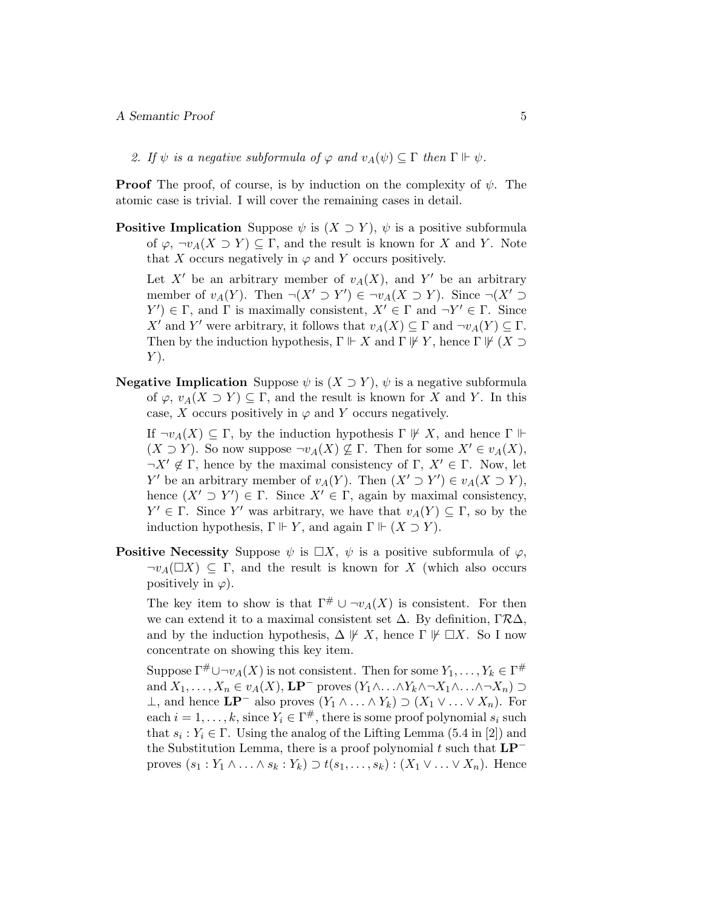2. *If $\psi$ is a negative subformula of $\varphi$ and $v_A(\psi) \subseteq \Gamma$ then $\Gamma \Vdash \psi$.*

**Proof** The proof, of course, is by induction on the complexity of $\psi$. The atomic case is trivial. I will cover the remaining cases in detail.

**Positive Implication** Suppose $\psi$ is $(X \supset Y)$, $\psi$ is a positive subformula of $\varphi$, $\neg v_A(X \supset Y) \subseteq \Gamma$, and the result is known for $X$ and $Y$. Note that $X$ occurs negatively in $\varphi$ and $Y$ occurs positively.

Let $X'$ be an arbitrary member of $v_A(X)$, and $Y'$ be an arbitrary member of $v_A(Y)$. Then $\neg(X' \supset Y') \in \neg v_A(X \supset Y)$. Since $\neg(X' \supset Y') \in \Gamma$, and $\Gamma$ is maximally consistent, $X' \in \Gamma$ and $\neg Y' \in \Gamma$. Since $X'$ and $Y'$ were arbitrary, it follows that $v_A(X) \subseteq \Gamma$ and $\neg v_A(Y) \subseteq \Gamma$. Then by the induction hypothesis, $\Gamma \Vdash X$ and $\Gamma \not\Vdash Y$, hence $\Gamma \not\Vdash (X \supset Y)$.

**Negative Implication** Suppose $\psi$ is $(X \supset Y)$, $\psi$ is a negative subformula of $\varphi$, $v_A(X \supset Y) \subseteq \Gamma$, and the result is known for $X$ and $Y$. In this case, $X$ occurs positively in $\varphi$ and $Y$ occurs negatively.

If $\neg v_A(X) \subseteq \Gamma$, by the induction hypothesis $\Gamma \not\Vdash X$, and hence $\Gamma \Vdash (X \supset Y)$. So now suppose $\neg v_A(X) \not\subseteq \Gamma$. Then for some $X' \in v_A(X)$, $\neg X' \notin \Gamma$, hence by the maximal consistency of $\Gamma$, $X' \in \Gamma$. Now, let $Y'$ be an arbitrary member of $v_A(Y)$. Then $(X' \supset Y') \in v_A(X \supset Y)$, hence $(X' \supset Y') \in \Gamma$. Since $X' \in \Gamma$, again by maximal consistency, $Y' \in \Gamma$. Since $Y'$ was arbitrary, we have that $v_A(Y) \subseteq \Gamma$, so by the induction hypothesis, $\Gamma \Vdash Y$, and again $\Gamma \Vdash (X \supset Y)$.

**Positive Necessity** Suppose $\psi$ is $\Box X$, $\psi$ is a positive subformula of $\varphi$, $\neg v_A(\Box X) \subseteq \Gamma$, and the result is known for $X$ (which also occurs positively in $\varphi$).

The key item to show is that $\Gamma^\# \cup \neg v_A(X)$ is consistent. For then we can extend it to a maximal consistent set $\Delta$. By definition, $\Gamma \mathcal{R} \Delta$, and by the induction hypothesis, $\Delta \not\Vdash X$, hence $\Gamma \not\Vdash \Box X$. So I now concentrate on showing this key item.

Suppose $\Gamma^\# \cup \neg v_A(X)$ is not consistent. Then for some $Y_1, \ldots, Y_k \in \Gamma^\#$ and $X_1, \ldots, X_n \in v_A(X)$, $\mathbf{LP}^-$ proves $(Y_1 \wedge \ldots \wedge Y_k \wedge \neg X_1 \wedge \ldots \wedge \neg X_n) \supset \bot$, and hence $\mathbf{LP}^-$ also proves $(Y_1 \wedge \ldots \wedge Y_k) \supset (X_1 \vee \ldots \vee X_n)$. For each $i = 1, \ldots, k$, since $Y_i \in \Gamma^\#$, there is some proof polynomial $s_i$ such that $s_i : Y_i \in \Gamma$. Using the analog of the Lifting Lemma (5.4 in [2]) and the Substitution Lemma, there is a proof polynomial $t$ such that $\mathbf{LP}^-$ proves $(s_1 : Y_1 \wedge \ldots \wedge s_k : Y_k) \supset t(s_1, \ldots, s_k) : (X_1 \vee \ldots \vee X_n)$. Hence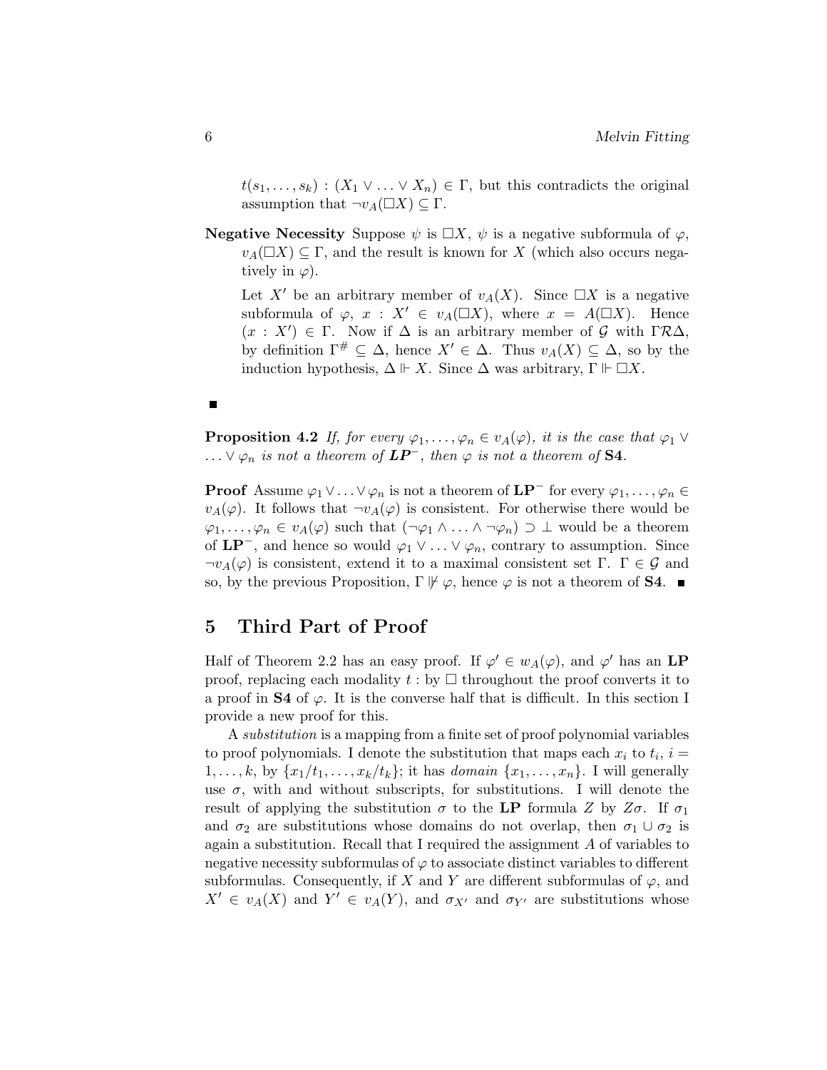$t(s_1, \ldots, s_k) : (X_1 \vee \ldots \vee X_n) \in \Gamma$, but this contradicts the original assumption that $\neg v_A(\Box X) \subseteq \Gamma$.

**Negative Necessity** Suppose $\psi$ is $\Box X$, $\psi$ is a negative subformula of $\varphi$, $v_A(\Box X) \subseteq \Gamma$, and the result is known for $X$ (which also occurs negatively in $\varphi$).

Let $X'$ be an arbitrary member of $v_A(X)$. Since $\Box X$ is a negative subformula of $\varphi$, $x : X' \in v_A(\Box X)$, where $x = A(\Box X)$. Hence $(x : X') \in \Gamma$. Now if $\Delta$ is an arbitrary member of $\mathcal{G}$ with $\Gamma \mathcal{R} \Delta$, by definition $\Gamma^{\#} \subseteq \Delta$, hence $X' \in \Delta$. Thus $v_A(X) \subseteq \Delta$, so by the induction hypothesis, $\Delta \Vdash X$. Since $\Delta$ was arbitrary, $\Gamma \Vdash \Box X$.

■

**Proposition 4.2** *If, for every $\varphi_1, \ldots, \varphi_n \in v_A(\varphi)$, it is the case that $\varphi_1 \vee \ldots \vee \varphi_n$ is not a theorem of* $\mathbf{LP}^-$*, then $\varphi$ is not a theorem of* **S4***.*

**Proof** Assume $\varphi_1 \vee \ldots \vee \varphi_n$ is not a theorem of $\mathbf{LP}^-$ for every $\varphi_1, \ldots, \varphi_n \in v_A(\varphi)$. It follows that $\neg v_A(\varphi)$ is consistent. For otherwise there would be $\varphi_1, \ldots, \varphi_n \in v_A(\varphi)$ such that $(\neg\varphi_1 \wedge \ldots \wedge \neg\varphi_n) \supset \bot$ would be a theorem of $\mathbf{LP}^-$, and hence so would $\varphi_1 \vee \ldots \vee \varphi_n$, contrary to assumption. Since $\neg v_A(\varphi)$ is consistent, extend it to a maximal consistent set $\Gamma$. $\Gamma \in \mathcal{G}$ and so, by the previous Proposition, $\Gamma \not\Vdash \varphi$, hence $\varphi$ is not a theorem of **S4**. ■

## 5 Third Part of Proof

Half of Theorem 2.2 has an easy proof. If $\varphi' \in w_A(\varphi)$, and $\varphi'$ has an **LP** proof, replacing each modality $t$ : by $\Box$ throughout the proof converts it to a proof in **S4** of $\varphi$. It is the converse half that is difficult. In this section I provide a new proof for this.

A *substitution* is a mapping from a finite set of proof polynomial variables to proof polynomials. I denote the substitution that maps each $x_i$ to $t_i$, $i = 1, \ldots, k$, by $\{x_1/t_1, \ldots, x_k/t_k\}$; it has *domain* $\{x_1, \ldots, x_n\}$. I will generally use $\sigma$, with and without subscripts, for substitutions. I will denote the result of applying the substitution $\sigma$ to the **LP** formula $Z$ by $Z\sigma$. If $\sigma_1$ and $\sigma_2$ are substitutions whose domains do not overlap, then $\sigma_1 \cup \sigma_2$ is again a substitution. Recall that I required the assignment $A$ of variables to negative necessity subformulas of $\varphi$ to associate distinct variables to different subformulas. Consequently, if $X$ and $Y$ are different subformulas of $\varphi$, and $X' \in v_A(X)$ and $Y' \in v_A(Y)$, and $\sigma_{X'}$ and $\sigma_{Y'}$ are substitutions whose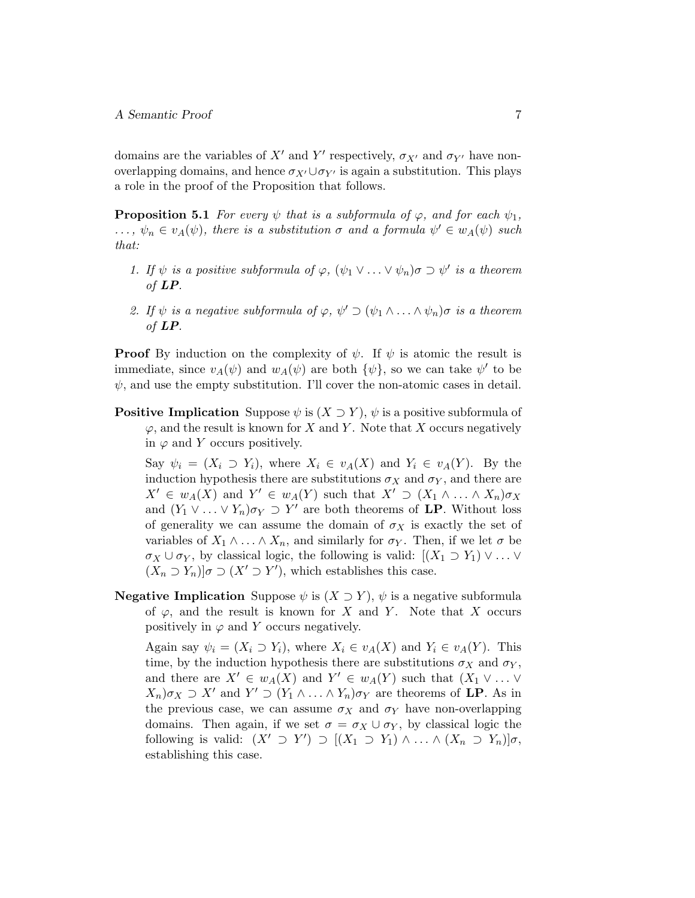domains are the variables of $X'$ and $Y'$ respectively, $\sigma_{X'}$ and $\sigma_{Y'}$ have non-overlapping domains, and hence $\sigma_{X'} \cup \sigma_{Y'}$ is again a substitution. This plays a role in the proof of the Proposition that follows.

**Proposition 5.1** *For every $\psi$ that is a subformula of $\varphi$, and for each $\psi_1, \ldots, \psi_n \in v_A(\psi)$, there is a substitution $\sigma$ and a formula $\psi' \in w_A(\psi)$ such that:*

1. *If $\psi$ is a positive subformula of $\varphi$, $(\psi_1 \vee \ldots \vee \psi_n)\sigma \supset \psi'$ is a theorem of **LP**.*
2. *If $\psi$ is a negative subformula of $\varphi$, $\psi' \supset (\psi_1 \wedge \ldots \wedge \psi_n)\sigma$ is a theorem of **LP**.*

**Proof** By induction on the complexity of $\psi$. If $\psi$ is atomic the result is immediate, since $v_A(\psi)$ and $w_A(\psi)$ are both $\{\psi\}$, so we can take $\psi'$ to be $\psi$, and use the empty substitution. I'll cover the non-atomic cases in detail.

**Positive Implication** Suppose $\psi$ is $(X \supset Y)$, $\psi$ is a positive subformula of $\varphi$, and the result is known for $X$ and $Y$. Note that $X$ occurs negatively in $\varphi$ and $Y$ occurs positively.

Say $\psi_i = (X_i \supset Y_i)$, where $X_i \in v_A(X)$ and $Y_i \in v_A(Y)$. By the induction hypothesis there are substitutions $\sigma_X$ and $\sigma_Y$, and there are $X' \in w_A(X)$ and $Y' \in w_A(Y)$ such that $X' \supset (X_1 \wedge \ldots \wedge X_n)\sigma_X$ and $(Y_1 \vee \ldots \vee Y_n)\sigma_Y \supset Y'$ are both theorems of **LP**. Without loss of generality we can assume the domain of $\sigma_X$ is exactly the set of variables of $X_1 \wedge \ldots \wedge X_n$, and similarly for $\sigma_Y$. Then, if we let $\sigma$ be $\sigma_X \cup \sigma_Y$, by classical logic, the following is valid: $[(X_1 \supset Y_1) \vee \ldots \vee (X_n \supset Y_n)]\sigma \supset (X' \supset Y')$, which establishes this case.

**Negative Implication** Suppose $\psi$ is $(X \supset Y)$, $\psi$ is a negative subformula of $\varphi$, and the result is known for $X$ and $Y$. Note that $X$ occurs positively in $\varphi$ and $Y$ occurs negatively.

Again say $\psi_i = (X_i \supset Y_i)$, where $X_i \in v_A(X)$ and $Y_i \in v_A(Y)$. This time, by the induction hypothesis there are substitutions $\sigma_X$ and $\sigma_Y$, and there are $X' \in w_A(X)$ and $Y' \in w_A(Y)$ such that $(X_1 \vee \ldots \vee X_n)\sigma_X \supset X'$ and $Y' \supset (Y_1 \wedge \ldots \wedge Y_n)\sigma_Y$ are theorems of **LP**. As in the previous case, we can assume $\sigma_X$ and $\sigma_Y$ have non-overlapping domains. Then again, if we set $\sigma = \sigma_X \cup \sigma_Y$, by classical logic the following is valid: $(X' \supset Y') \supset [(X_1 \supset Y_1) \wedge \ldots \wedge (X_n \supset Y_n)]\sigma$, establishing this case.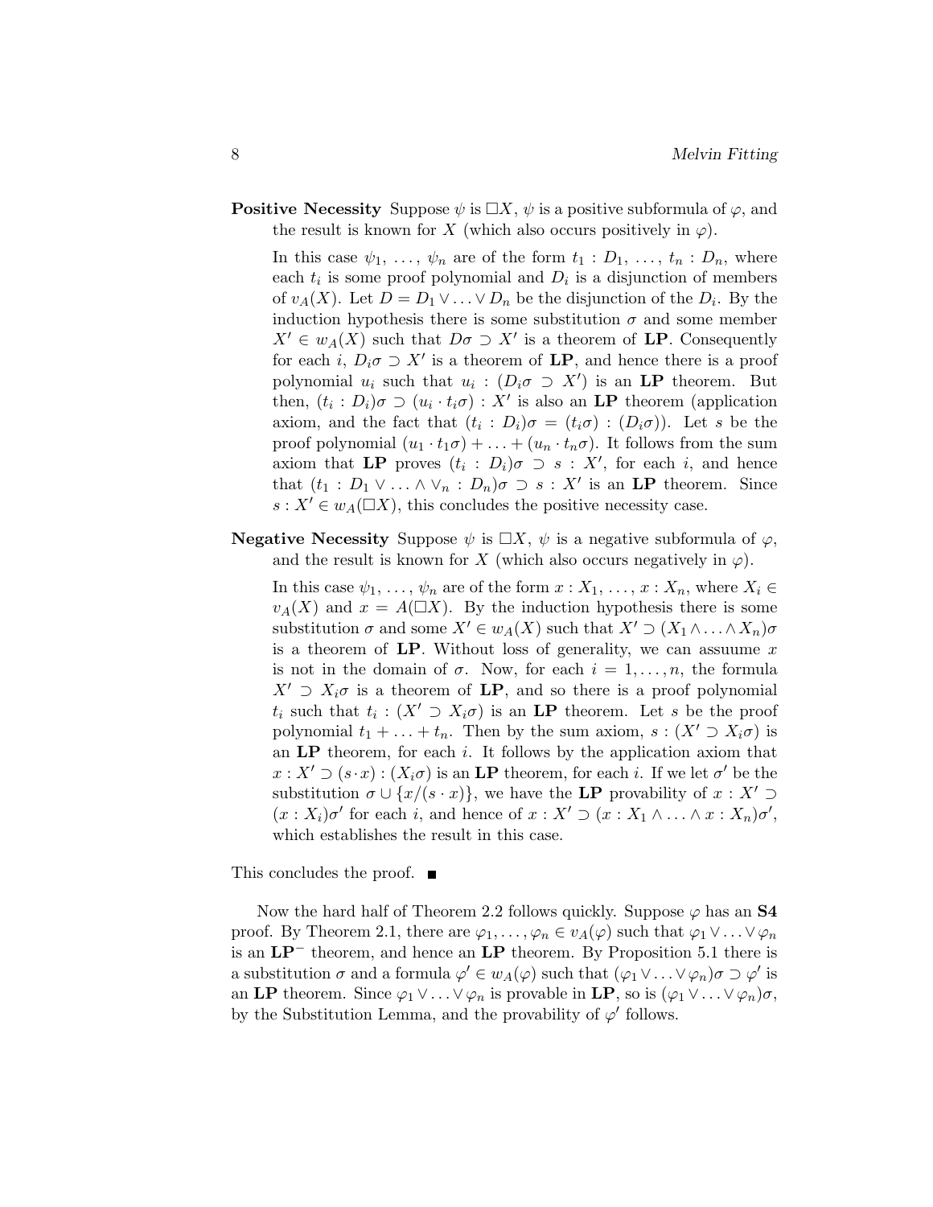**Positive Necessity** Suppose $\psi$ is $\Box X$, $\psi$ is a positive subformula of $\varphi$, and the result is known for $X$ (which also occurs positively in $\varphi$).

In this case $\psi_1, \ldots, \psi_n$ are of the form $t_1 : D_1, \ldots, t_n : D_n$, where each $t_i$ is some proof polynomial and $D_i$ is a disjunction of members of $v_A(X)$. Let $D = D_1 \vee \ldots \vee D_n$ be the disjunction of the $D_i$. By the induction hypothesis there is some substitution $\sigma$ and some member $X' \in w_A(X)$ such that $D\sigma \supset X'$ is a theorem of **LP**. Consequently for each $i$, $D_i\sigma \supset X'$ is a theorem of **LP**, and hence there is a proof polynomial $u_i$ such that $u_i : (D_i\sigma \supset X')$ is an **LP** theorem. But then, $(t_i : D_i)\sigma \supset (u_i \cdot t_i\sigma) : X'$ is also an **LP** theorem (application axiom, and the fact that $(t_i : D_i)\sigma = (t_i\sigma) : (D_i\sigma)$). Let $s$ be the proof polynomial $(u_1 \cdot t_1\sigma) + \ldots + (u_n \cdot t_n\sigma)$. It follows from the sum axiom that **LP** proves $(t_i : D_i)\sigma \supset s : X'$, for each $i$, and hence that $(t_1 : D_1 \vee \ldots \wedge \vee_n : D_n)\sigma \supset s : X'$ is an **LP** theorem. Since $s : X' \in w_A(\Box X)$, this concludes the positive necessity case.

**Negative Necessity** Suppose $\psi$ is $\Box X$, $\psi$ is a negative subformula of $\varphi$, and the result is known for $X$ (which also occurs negatively in $\varphi$).

In this case $\psi_1, \ldots, \psi_n$ are of the form $x : X_1, \ldots, x : X_n$, where $X_i \in v_A(X)$ and $x = A(\Box X)$. By the induction hypothesis there is some substitution $\sigma$ and some $X' \in w_A(X)$ such that $X' \supset (X_1 \wedge \ldots \wedge X_n)\sigma$ is a theorem of **LP**. Without loss of generality, we can assuume $x$ is not in the domain of $\sigma$. Now, for each $i = 1, \ldots, n$, the formula $X' \supset X_i\sigma$ is a theorem of **LP**, and so there is a proof polynomial $t_i$ such that $t_i : (X' \supset X_i\sigma)$ is an **LP** theorem. Let $s$ be the proof polynomial $t_1 + \ldots + t_n$. Then by the sum axiom, $s : (X' \supset X_i\sigma)$ is an **LP** theorem, for each $i$. It follows by the application axiom that $x : X' \supset (s \cdot x) : (X_i\sigma)$ is an **LP** theorem, for each $i$. If we let $\sigma'$ be the substitution $\sigma \cup \{x/(s \cdot x)\}$, we have the **LP** provability of $x : X' \supset (x : X_i)\sigma'$ for each $i$, and hence of $x : X' \supset (x : X_1 \wedge \ldots \wedge x : X_n)\sigma'$, which establishes the result in this case.

This concludes the proof. ■

Now the hard half of Theorem 2.2 follows quickly. Suppose $\varphi$ has an **S4** proof. By Theorem 2.1, there are $\varphi_1, \ldots, \varphi_n \in v_A(\varphi)$ such that $\varphi_1 \vee \ldots \vee \varphi_n$ is an $\mathbf{LP}^-$ theorem, and hence an **LP** theorem. By Proposition 5.1 there is a substitution $\sigma$ and a formula $\varphi' \in w_A(\varphi)$ such that $(\varphi_1 \vee \ldots \vee \varphi_n)\sigma \supset \varphi'$ is an **LP** theorem. Since $\varphi_1 \vee \ldots \vee \varphi_n$ is provable in **LP**, so is $(\varphi_1 \vee \ldots \vee \varphi_n)\sigma$, by the Substitution Lemma, and the provability of $\varphi'$ follows.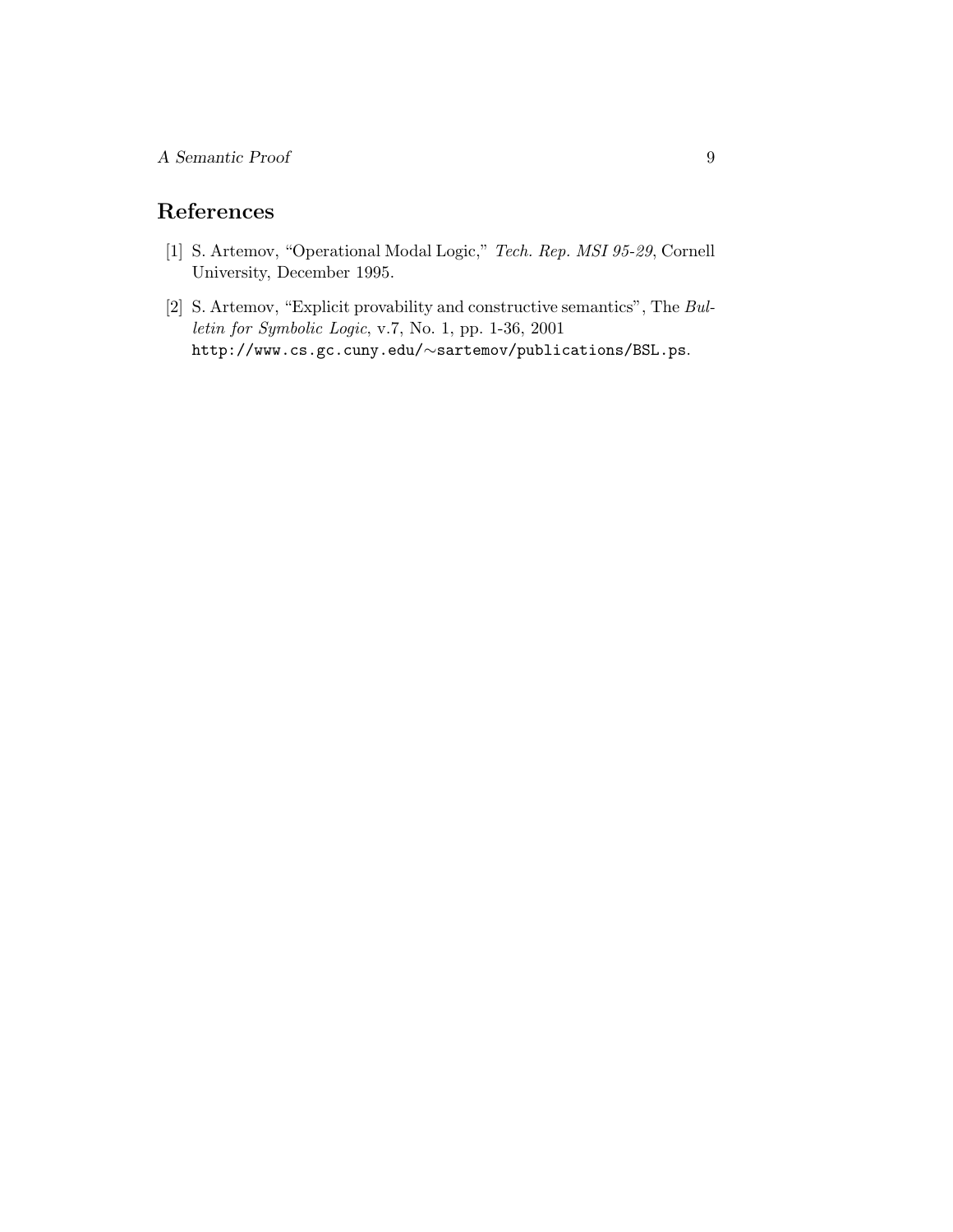## References

[1] S. Artemov, "Operational Modal Logic," *Tech. Rep. MSI 95-29*, Cornell University, December 1995.

[2] S. Artemov, "Explicit provability and constructive semantics", The *Bulletin for Symbolic Logic*, v.7, No. 1, pp. 1-36, 2001 `http://www.cs.gc.cuny.edu/~sartemov/publications/BSL.ps`.